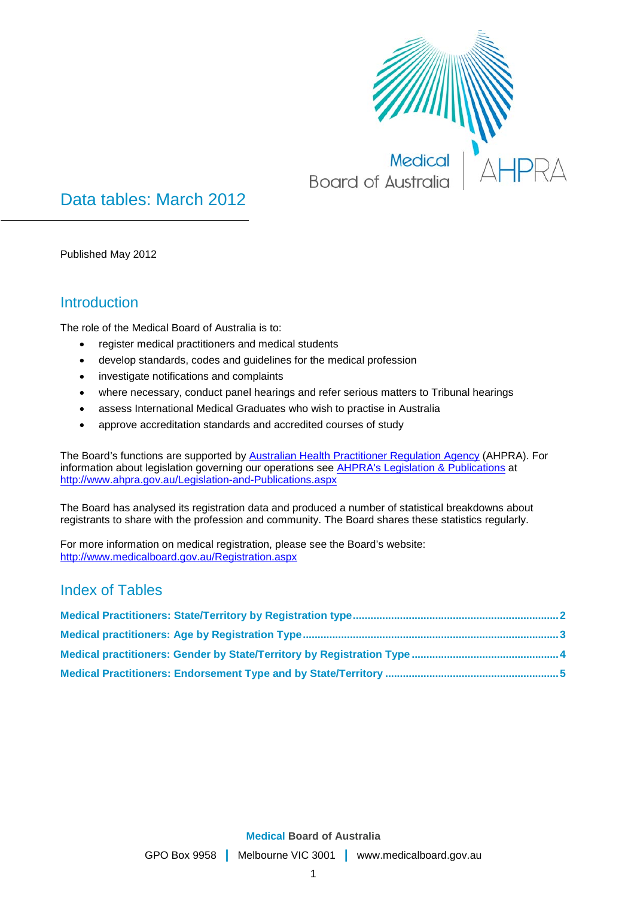# Data tables: March 2012

Published May 2012

## Introduction

The role of the Medical Board of Australia is to:

- register medical practitioners and medical students
- develop standards, codes and guidelines for the medical profession
- investigate notifications and complaints
- where necessary, conduct panel hearings and refer serious matters to Tribunal hearings
- assess International Medical Graduates who wish to practise in Australia
- approve accreditation standards and accredited courses of study

The Board's functions are supported by Australian Health Practitioner Regulation Agency (AHPRA). For information about legislation governing our operations see AHPRA's Legislation & Publications at http://www.ahpra.gov.au/Legislation-and-Publications.aspx

The Board has analysed its registration data and produced a number of statistical breakdowns about registrants to share with the profession and community. The Board shares these statistics regularly.

For more information on medical registration, please see the Board's website: http://www.medicalboard.gov.au/Registration.aspx

## Index of Tables

**Medical Practitioners: State/Territory by Registration type** .......... 2

**Medical practitioners: Age by Registration Type** .......... 3

**Medical practitioners: Gender by State/Territory by Registration Type** .......... 4

**Medical Practitioners: Endorsement Type and by State/Territory** .......... 5

**Medical** **Board of Australia**

GPO Box 9958 | Melbourne VIC 3001 | www.medicalboard.gov.au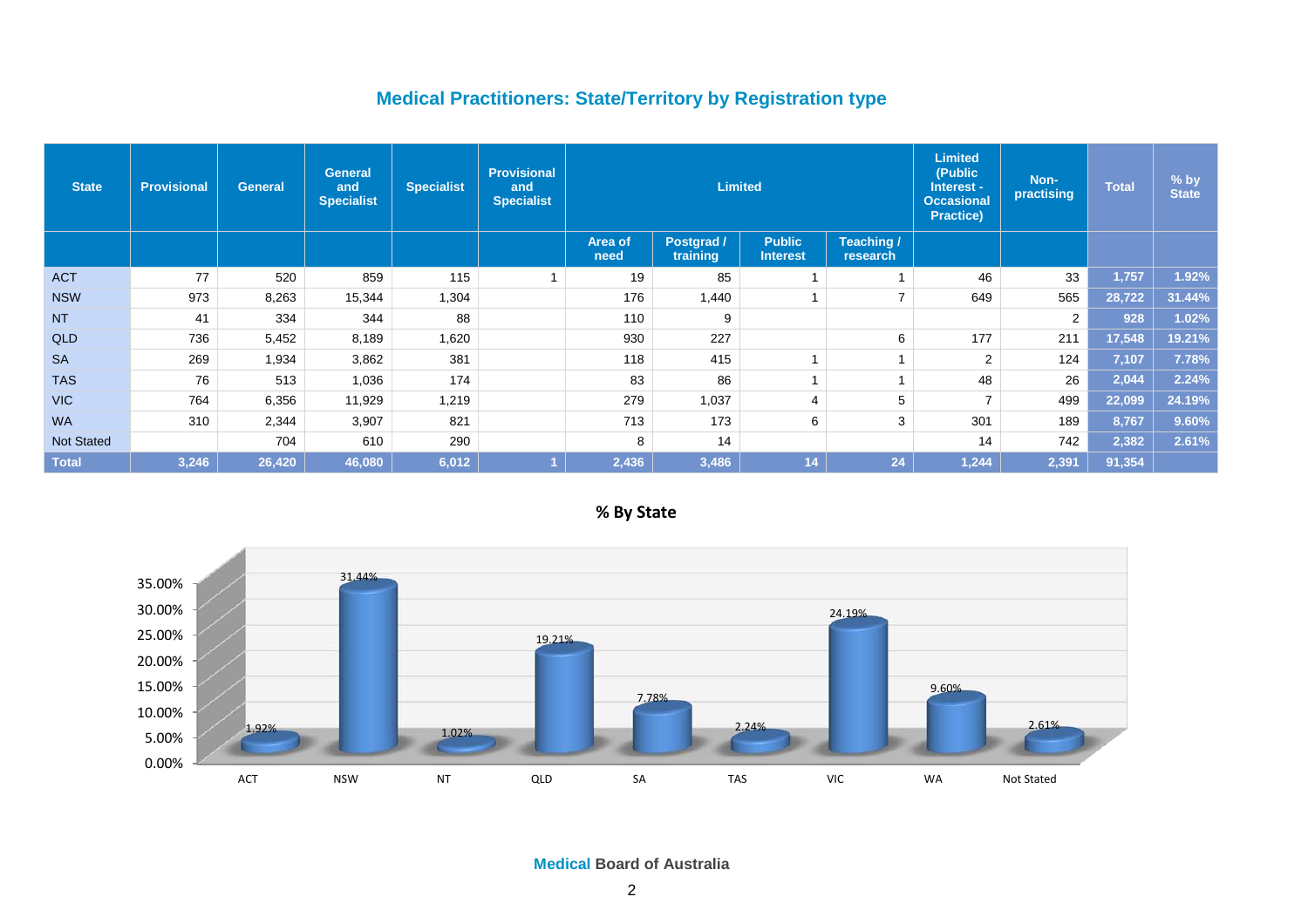## Medical Practitioners: State/Territory by Registration type

| State | Provisional | General | General and Specialist | Specialist | Provisional and Specialist | Limited | | | | Limited (Public Interest - Occasional Practice) | Non-practising | Total | % by State |
|---|---|---|---|---|---|---|---|---|---|---|---|---|---|
| | | | | | | Area of need | Postgrad / training | Public Interest | Teaching / research | | | | |
| ACT | 77 | 520 | 859 | 115 | 1 | 19 | 85 | 1 | 1 | 46 | 33 | 1,757 | 1.92% |
| NSW | 973 | 8,263 | 15,344 | 1,304 | | 176 | 1,440 | 1 | 7 | 649 | 565 | 28,722 | 31.44% |
| NT | 41 | 334 | 344 | 88 | | 110 | 9 | | | | 2 | 928 | 1.02% |
| QLD | 736 | 5,452 | 8,189 | 1,620 | | 930 | 227 | | 6 | 177 | 211 | 17,548 | 19.21% |
| SA | 269 | 1,934 | 3,862 | 381 | | 118 | 415 | 1 | 1 | 2 | 124 | 7,107 | 7.78% |
| TAS | 76 | 513 | 1,036 | 174 | | 83 | 86 | 1 | 1 | 48 | 26 | 2,044 | 2.24% |
| VIC | 764 | 6,356 | 11,929 | 1,219 | | 279 | 1,037 | 4 | 5 | 7 | 499 | 22,099 | 24.19% |
| WA | 310 | 2,344 | 3,907 | 821 | | 713 | 173 | 6 | 3 | 301 | 189 | 8,767 | 9.60% |
| Not Stated | | 704 | 610 | 290 | | 8 | 14 | | | 14 | 742 | 2,382 | 2.61% |
| **Total** | **3,246** | **26,420** | **46,080** | **6,012** | **1** | **2,436** | **3,486** | **14** | **24** | **1,244** | **2,391** | **91,354** | |

### % By State

| State | % |
|---|---|
| ACT | 1.92% |
| NSW | 31.44% |
| NT | 1.02% |
| QLD | 19.21% |
| SA | 7.78% |
| TAS | 2.24% |
| VIC | 24.19% |
| WA | 9.60% |
| Not Stated | 2.61% |

Medical Board of Australia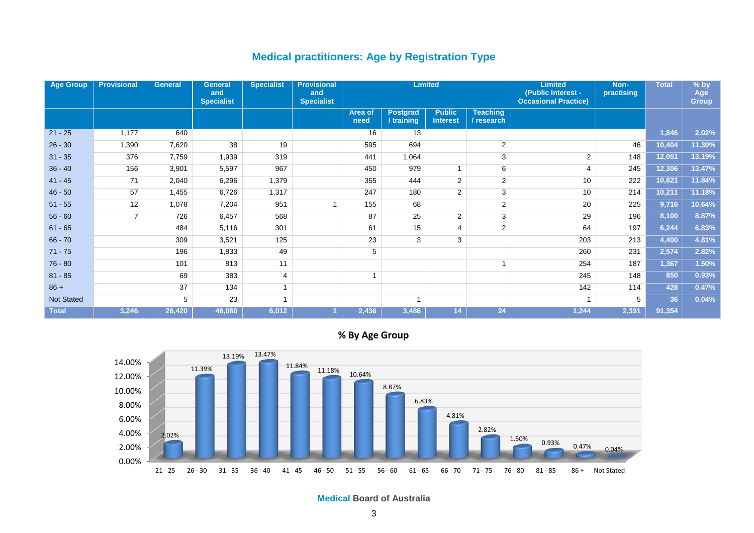## Medical practitioners: Age by Registration Type

| Age Group | Provisional | General | General and Specialist | Specialist | Provisional and Specialist | Limited | | | | Limited (Public Interest - Occasional Practice) | Non-practising | Total | % by Age Group |
|---|---|---|---|---|---|---|---|---|---|---|---|---|---|
| | | | | | | Area of need | Postgrad / training | Public Interest | Teaching / research | | | | |
| 21 - 25 | 1,177 | 640 | | | | 16 | 13 | | | | | 1,846 | 2.02% |
| 26 - 30 | 1,390 | 7,620 | 38 | 19 | | 595 | 694 | | 2 | | 46 | 10,404 | 11.39% |
| 31 - 35 | 376 | 7,759 | 1,939 | 319 | | 441 | 1,064 | | 3 | 2 | 148 | 12,051 | 13.19% |
| 36 - 40 | 156 | 3,901 | 5,597 | 967 | | 450 | 979 | 1 | 6 | 4 | 245 | 12,306 | 13.47% |
| 41 - 45 | 71 | 2,040 | 6,296 | 1,379 | | 355 | 444 | 2 | 2 | 10 | 222 | 10,821 | 11.84% |
| 46 - 50 | 57 | 1,455 | 6,726 | 1,317 | | 247 | 180 | 2 | 3 | 10 | 214 | 10,211 | 11.18% |
| 51 - 55 | 12 | 1,078 | 7,204 | 951 | 1 | 155 | 68 | | 2 | 20 | 225 | 9,716 | 10.64% |
| 56 - 60 | 7 | 726 | 6,457 | 568 | | 87 | 25 | 2 | 3 | 29 | 196 | 8,100 | 8.87% |
| 61 - 65 | | 484 | 5,116 | 301 | | 61 | 15 | 4 | 2 | 64 | 197 | 6,244 | 6.83% |
| 66 - 70 | | 309 | 3,521 | 125 | | 23 | 3 | 3 | | 203 | 213 | 4,400 | 4.81% |
| 71 - 75 | | 196 | 1,833 | 49 | | 5 | | | | 260 | 231 | 2,574 | 2.82% |
| 76 - 80 | | 101 | 813 | 11 | | | | | 1 | 254 | 187 | 1,367 | 1.50% |
| 81 - 85 | | 69 | 383 | 4 | | 1 | | | | 245 | 148 | 850 | 0.93% |
| 86 + | | 37 | 134 | 1 | | | | | | 142 | 114 | 428 | 0.47% |
| Not Stated | | 5 | 23 | 1 | | | 1 | | | 1 | 5 | 36 | 0.04% |
| Total | 3,246 | 26,420 | 46,080 | 6,012 | 1 | 2,436 | 3,486 | 14 | 24 | 1,244 | 2,391 | 91,354 | |

### % By Age Group

| Age Group | % |
|---|---|
| 21 - 25 | 2.02% |
| 26 - 30 | 11.39% |
| 31 - 35 | 13.19% |
| 36 - 40 | 13.47% |
| 41 - 45 | 11.84% |
| 46 - 50 | 11.18% |
| 51 - 55 | 10.64% |
| 56 - 60 | 8.87% |
| 61 - 65 | 6.83% |
| 66 - 70 | 4.81% |
| 71 - 75 | 2.82% |
| 76 - 80 | 1.50% |
| 81 - 85 | 0.93% |
| 86 + | 0.47% |
| Not Stated | 0.04% |

**Medical Board of Australia**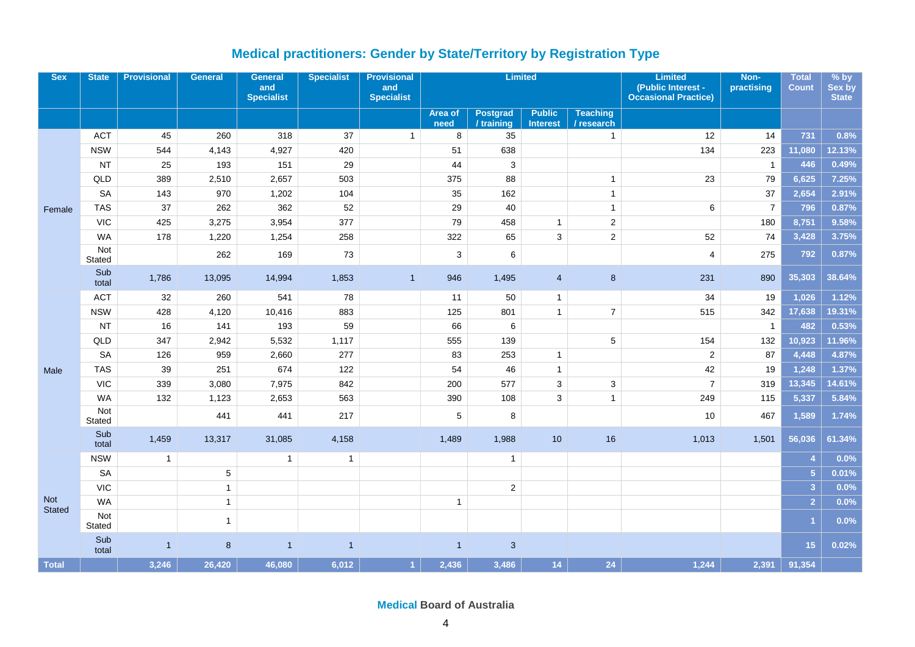## Medical practitioners: Gender by State/Territory by Registration Type

| Sex | State | Provisional | General | General and Specialist | Specialist | Provisional and Specialist | Limited | | | | Limited (Public Interest - Occasional Practice) | Non-practising | Total Count | % by Sex by State |
|---|---|---|---|---|---|---|---|---|---|---|---|---|---|---|
| | | | | | | | Area of need | Postgrad / training | Public Interest | Teaching / research | | | | |
| Female | ACT | 45 | 260 | 318 | 37 | 1 | 8 | 35 | | 1 | 12 | 14 | 731 | 0.8% |
| | NSW | 544 | 4,143 | 4,927 | 420 | | 51 | 638 | | | 134 | 223 | 11,080 | 12.13% |
| | NT | 25 | 193 | 151 | 29 | | 44 | 3 | | | | 1 | 446 | 0.49% |
| | QLD | 389 | 2,510 | 2,657 | 503 | | 375 | 88 | | 1 | 23 | 79 | 6,625 | 7.25% |
| | SA | 143 | 970 | 1,202 | 104 | | 35 | 162 | | 1 | | 37 | 2,654 | 2.91% |
| | TAS | 37 | 262 | 362 | 52 | | 29 | 40 | | 1 | 6 | 7 | 796 | 0.87% |
| | VIC | 425 | 3,275 | 3,954 | 377 | | 79 | 458 | 1 | 2 | | 180 | 8,751 | 9.58% |
| | WA | 178 | 1,220 | 1,254 | 258 | | 322 | 65 | 3 | 2 | 52 | 74 | 3,428 | 3.75% |
| | Not Stated | | 262 | 169 | 73 | | 3 | 6 | | | 4 | 275 | 792 | 0.87% |
| | Sub total | 1,786 | 13,095 | 14,994 | 1,853 | 1 | 946 | 1,495 | 4 | 8 | 231 | 890 | 35,303 | 38.64% |
| Male | ACT | 32 | 260 | 541 | 78 | | 11 | 50 | 1 | | 34 | 19 | 1,026 | 1.12% |
| | NSW | 428 | 4,120 | 10,416 | 883 | | 125 | 801 | 1 | 7 | 515 | 342 | 17,638 | 19.31% |
| | NT | 16 | 141 | 193 | 59 | | 66 | 6 | | | | 1 | 482 | 0.53% |
| | QLD | 347 | 2,942 | 5,532 | 1,117 | | 555 | 139 | | 5 | 154 | 132 | 10,923 | 11.96% |
| | SA | 126 | 959 | 2,660 | 277 | | 83 | 253 | 1 | | 2 | 87 | 4,448 | 4.87% |
| | TAS | 39 | 251 | 674 | 122 | | 54 | 46 | 1 | | 42 | 19 | 1,248 | 1.37% |
| | VIC | 339 | 3,080 | 7,975 | 842 | | 200 | 577 | 3 | 3 | 7 | 319 | 13,345 | 14.61% |
| | WA | 132 | 1,123 | 2,653 | 563 | | 390 | 108 | 3 | 1 | 249 | 115 | 5,337 | 5.84% |
| | Not Stated | | 441 | 441 | 217 | | 5 | 8 | | | 10 | 467 | 1,589 | 1.74% |
| | Sub total | 1,459 | 13,317 | 31,085 | 4,158 | | 1,489 | 1,988 | 10 | 16 | 1,013 | 1,501 | 56,036 | 61.34% |
| Not Stated | NSW | 1 | | 1 | 1 | | | 1 | | | | | 4 | 0.0% |
| | SA | | 5 | | | | | | | | | | 5 | 0.01% |
| | VIC | | 1 | | | | | 2 | | | | | 3 | 0.0% |
| | WA | | 1 | | | | 1 | | | | | | 2 | 0.0% |
| | Not Stated | | 1 | | | | | | | | | | 1 | 0.0% |
| | Sub total | 1 | 8 | 1 | 1 | | 1 | 3 | | | | | 15 | 0.02% |
| Total | | 3,246 | 26,420 | 46,080 | 6,012 | 1 | 2,436 | 3,486 | 14 | 24 | 1,244 | 2,391 | 91,354 | |

Medical Board of Australia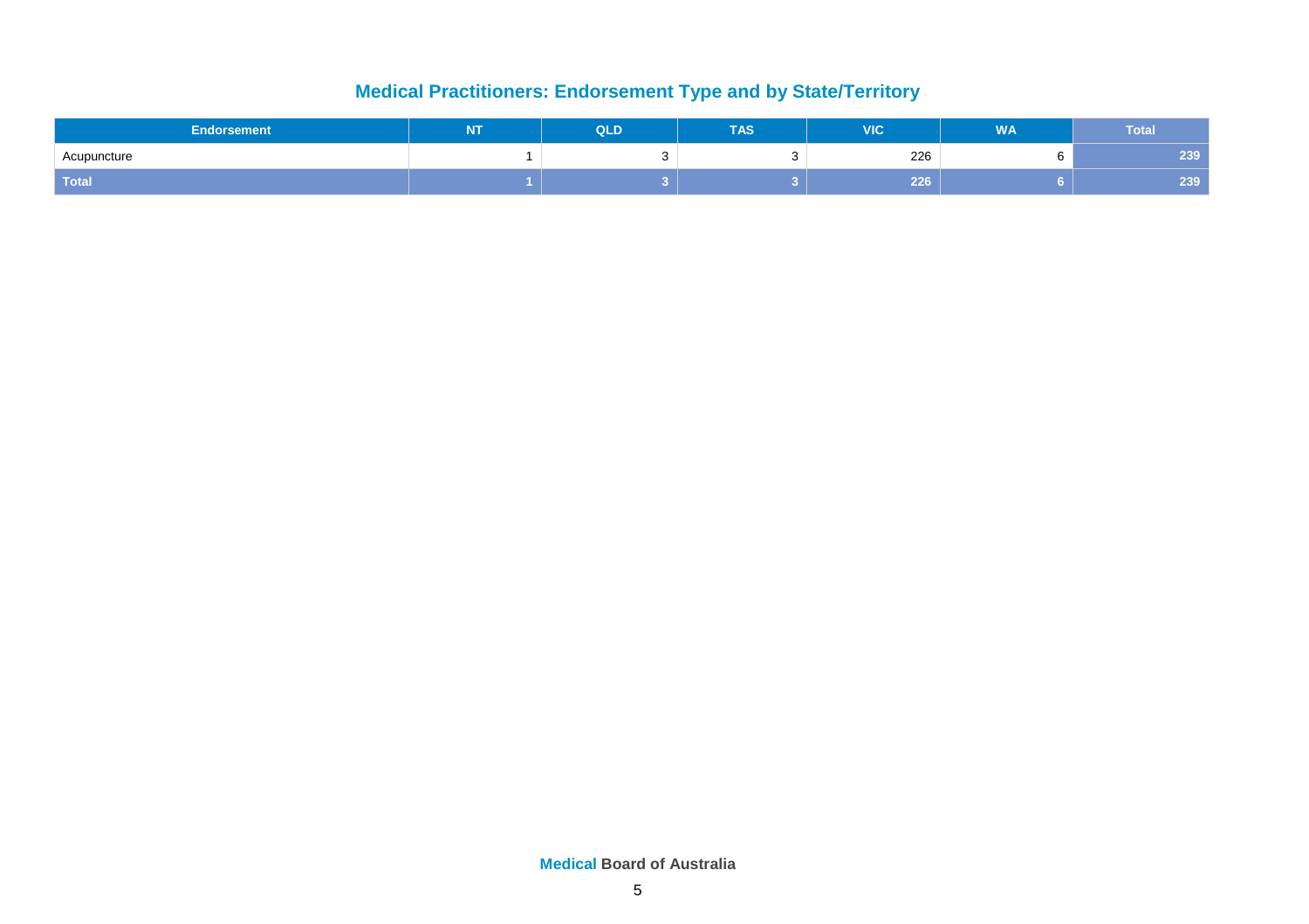## Medical Practitioners: Endorsement Type and by State/Territory

| Endorsement | NT | QLD | TAS | VIC | WA | Total |
|---|---|---|---|---|---|---|
| Acupuncture | 1 | 3 | 3 | 226 | 6 | 239 |
| **Total** | **1** | **3** | **3** | **226** | **6** | **239** |